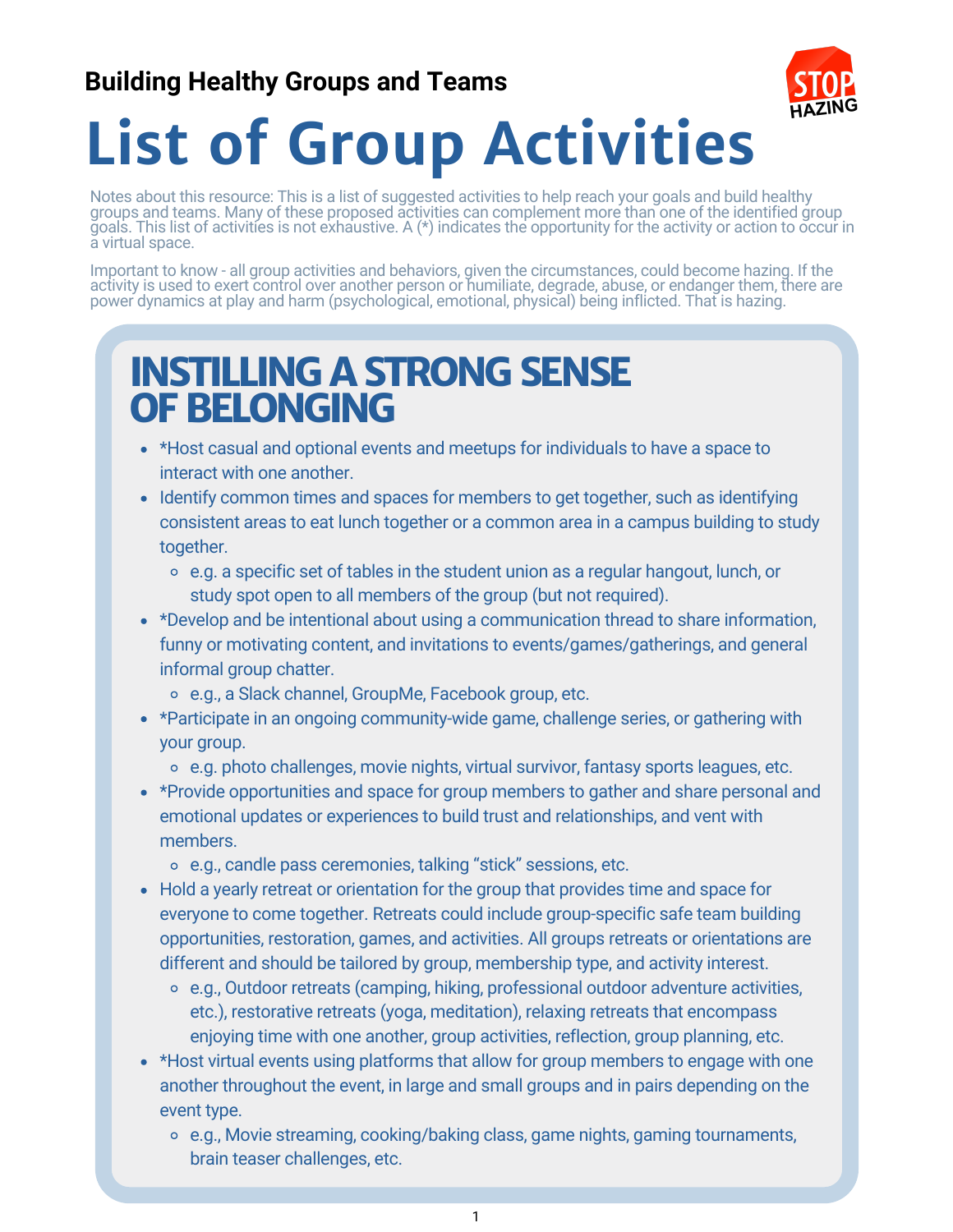## Building Healthy Groups and Teams

# List of Group Activities

Notes about this resource: This is a list of suggested activities to help reach your goals and build healthy groups and teams. Many of these proposed activities can complement more than one of the identified group goals. This list of activities is not exhaustive. A (*) indicates the opportunity for the activity or action to occur in a virtual space.

Important to know - all group activities and behaviors, given the circumstances, could become hazing. If the activity is used to exert control over another person or humiliate, degrade, abuse, or endanger them, there are power dynamics at play and harm (psychological, emotional, physical) being inflicted. That is hazing.

## INSTILLING A STRONG SENSE OF BELONGING

- *Host casual and optional events and meetups for individuals to have a space to interact with one another.
- Identify common times and spaces for members to get together, such as identifying consistent areas to eat lunch together or a common area in a campus building to study together.
  - e.g. a specific set of tables in the student union as a regular hangout, lunch, or study spot open to all members of the group (but not required).
- *Develop and be intentional about using a communication thread to share information, funny or motivating content, and invitations to events/games/gatherings, and general informal group chatter.
  - e.g., a Slack channel, GroupMe, Facebook group, etc.
- *Participate in an ongoing community-wide game, challenge series, or gathering with your group.
  - e.g. photo challenges, movie nights, virtual survivor, fantasy sports leagues, etc.
- *Provide opportunities and space for group members to gather and share personal and emotional updates or experiences to build trust and relationships, and vent with members.
  - e.g., candle pass ceremonies, talking “stick” sessions, etc.
- Hold a yearly retreat or orientation for the group that provides time and space for everyone to come together. Retreats could include group-specific safe team building opportunities, restoration, games, and activities. All groups retreats or orientations are different and should be tailored by group, membership type, and activity interest.
  - e.g., Outdoor retreats (camping, hiking, professional outdoor adventure activities, etc.), restorative retreats (yoga, meditation), relaxing retreats that encompass enjoying time with one another, group activities, reflection, group planning, etc.
- *Host virtual events using platforms that allow for group members to engage with one another throughout the event, in large and small groups and in pairs depending on the event type.
  - e.g., Movie streaming, cooking/baking class, game nights, gaming tournaments, brain teaser challenges, etc.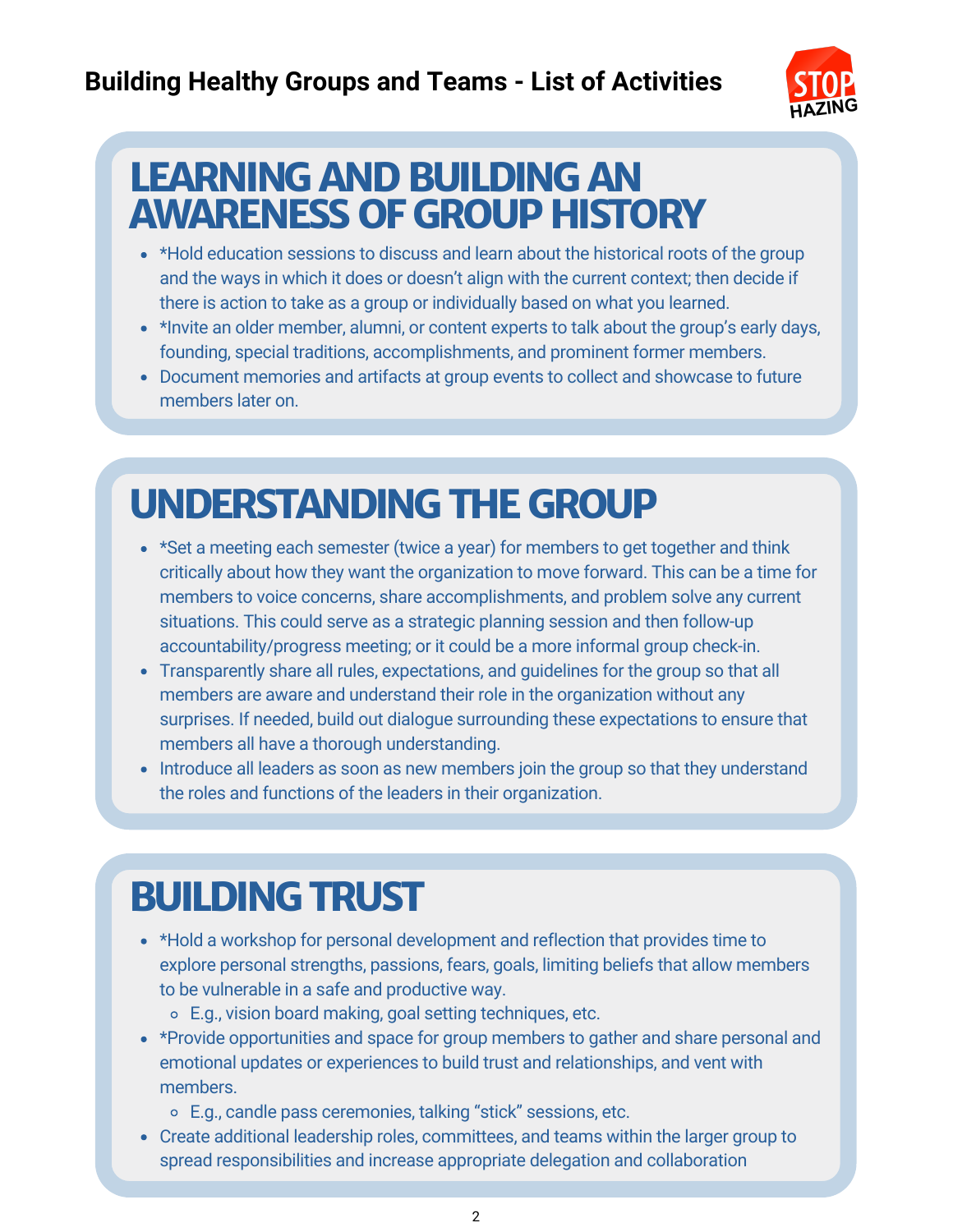## Building Healthy Groups and Teams - List of Activities

STOP HAZING

# LEARNING AND BUILDING AN AWARENESS OF GROUP HISTORY

- *Hold education sessions to discuss and learn about the historical roots of the group and the ways in which it does or doesn't align with the current context; then decide if there is action to take as a group or individually based on what you learned.
- *Invite an older member, alumni, or content experts to talk about the group's early days, founding, special traditions, accomplishments, and prominent former members.
- Document memories and artifacts at group events to collect and showcase to future members later on.

# UNDERSTANDING THE GROUP

- *Set a meeting each semester (twice a year) for members to get together and think critically about how they want the organization to move forward. This can be a time for members to voice concerns, share accomplishments, and problem solve any current situations. This could serve as a strategic planning session and then follow-up accountability/progress meeting; or it could be a more informal group check-in.
- Transparently share all rules, expectations, and guidelines for the group so that all members are aware and understand their role in the organization without any surprises. If needed, build out dialogue surrounding these expectations to ensure that members all have a thorough understanding.
- Introduce all leaders as soon as new members join the group so that they understand the roles and functions of the leaders in their organization.

# BUILDING TRUST

- *Hold a workshop for personal development and reflection that provides time to explore personal strengths, passions, fears, goals, limiting beliefs that allow members to be vulnerable in a safe and productive way.
  - E.g., vision board making, goal setting techniques, etc.
- *Provide opportunities and space for group members to gather and share personal and emotional updates or experiences to build trust and relationships, and vent with members.
  - E.g., candle pass ceremonies, talking "stick" sessions, etc.
- Create additional leadership roles, committees, and teams within the larger group to spread responsibilities and increase appropriate delegation and collaboration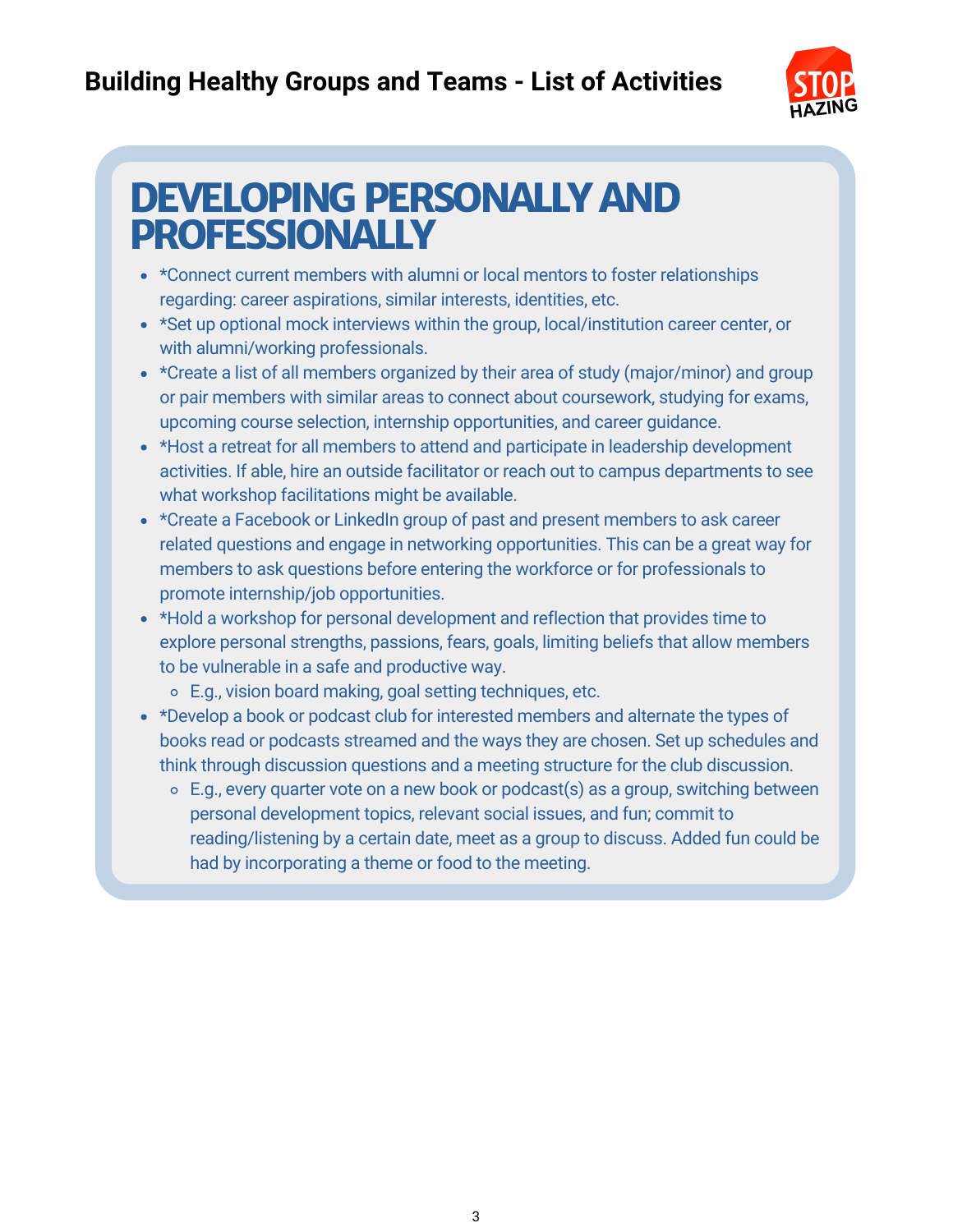## DEVELOPING PERSONALLY AND PROFESSIONALLY

- *Connect current members with alumni or local mentors to foster relationships regarding: career aspirations, similar interests, identities, etc.
- *Set up optional mock interviews within the group, local/institution career center, or with alumni/working professionals.
- *Create a list of all members organized by their area of study (major/minor) and group or pair members with similar areas to connect about coursework, studying for exams, upcoming course selection, internship opportunities, and career guidance.
- *Host a retreat for all members to attend and participate in leadership development activities. If able, hire an outside facilitator or reach out to campus departments to see what workshop facilitations might be available.
- *Create a Facebook or LinkedIn group of past and present members to ask career related questions and engage in networking opportunities. This can be a great way for members to ask questions before entering the workforce or for professionals to promote internship/job opportunities.
- *Hold a workshop for personal development and reflection that provides time to explore personal strengths, passions, fears, goals, limiting beliefs that allow members to be vulnerable in a safe and productive way.
  - E.g., vision board making, goal setting techniques, etc.
- *Develop a book or podcast club for interested members and alternate the types of books read or podcasts streamed and the ways they are chosen. Set up schedules and think through discussion questions and a meeting structure for the club discussion.
  - E.g., every quarter vote on a new book or podcast(s) as a group, switching between personal development topics, relevant social issues, and fun; commit to reading/listening by a certain date, meet as a group to discuss. Added fun could be had by incorporating a theme or food to the meeting.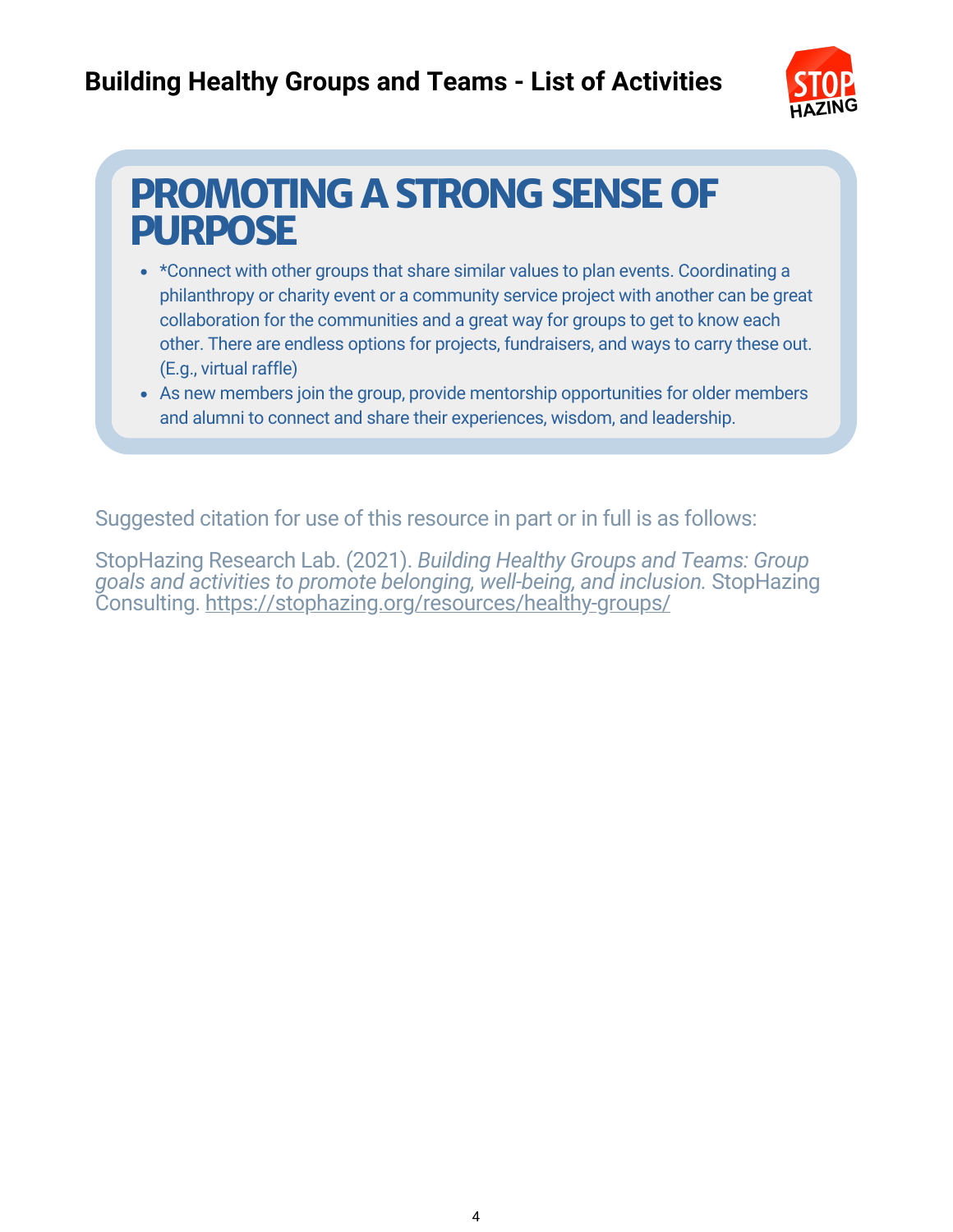## PROMOTING A STRONG SENSE OF PURPOSE

- *Connect with other groups that share similar values to plan events. Coordinating a philanthropy or charity event or a community service project with another can be great collaboration for the communities and a great way for groups to get to know each other. There are endless options for projects, fundraisers, and ways to carry these out. (E.g., virtual raffle)
- As new members join the group, provide mentorship opportunities for older members and alumni to connect and share their experiences, wisdom, and leadership.

Suggested citation for use of this resource in part or in full is as follows:

StopHazing Research Lab. (2021). *Building Healthy Groups and Teams: Group goals and activities to promote belonging, well-being, and inclusion.* StopHazing Consulting. https://stophazing.org/resources/healthy-groups/